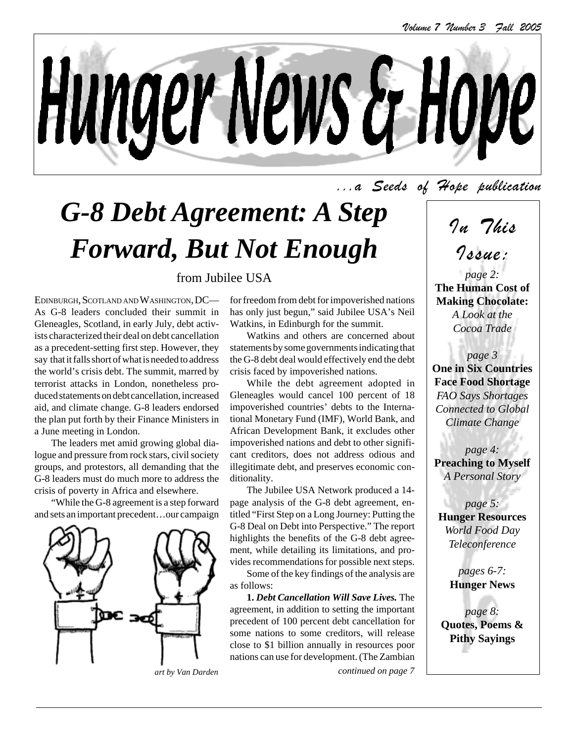# Hunger News & Hope

*...a Seeds of Hope publication*

# *G-8 Debt Agreement: A Step Forward, But Not Enough*

from Jubilee USA

EDINBURGH, SCOTLAND AND WASHINGTON, DC— As G-8 leaders concluded their summit in Gleneagles, Scotland, in early July, debt activists characterized their deal on debt cancellation as a precedent-setting first step. However, they say that it falls short of what is needed to address the world's crisis debt. The summit, marred by terrorist attacks in London, nonetheless produced statements on debt cancellation, increased aid, and climate change. G-8 leaders endorsed the plan put forth by their Finance Ministers in a June meeting in London.

The leaders met amid growing global dialogue and pressure from rock stars, civil society groups, and protestors, all demanding that the G-8 leaders must do much more to address the crisis of poverty in Africa and elsewhere.

"While the G-8 agreement is a step forward and sets an important precedent…our campaign for freedom from debt for impoverished nations has only just begun," said Jubilee USA's Neil Watkins, in Edinburgh for the summit.

*art by Van Darden*

Watkins and others are concerned about statements by some governments indicating that the G-8 debt deal would effectively end the debt crisis faced by impoverished nations.

While the debt agreement adopted in Gleneagles would cancel 100 percent of 18 impoverished countries' debts to the International Monetary Fund (IMF), World Bank, and African Development Bank, it excludes other impoverished nations and debt to other significant creditors, does not address odious and illegitimate debt, and preserves economic conditionality.

The Jubilee USA Network produced a 14-page analysis of the G-8 debt agreement, entitled "First Step on a Long Journey: Putting the G-8 Deal on Debt into Perspective." The report highlights the benefits of the G-8 debt agreement, while detailing its limitations, and provides recommendations for possible next steps.

Some of the key findings of the analysis are as follows:

**1. *Debt Cancellation Will Save Lives.*** The agreement, in addition to setting the important precedent of 100 percent debt cancellation for some nations to some creditors, will release close to $1 billion annually in resources poor nations can use for development. (The Zambian

*continued on page 7*

## *In This Issue:*

*page 2:*
**The Human Cost of Making Chocolate:**
*A Look at the Cocoa Trade*

*page 3*
**One in Six Countries Face Food Shortage**
*FAO Says Shortages Connected to Global Climate Change*

*page 4:*
**Preaching to Myself**
*A Personal Story*

*page 5:*
**Hunger Resources**
*World Food Day Teleconference*

*pages 6-7:*
**Hunger News**

*page 8:*
**Quotes, Poems & Pithy Sayings**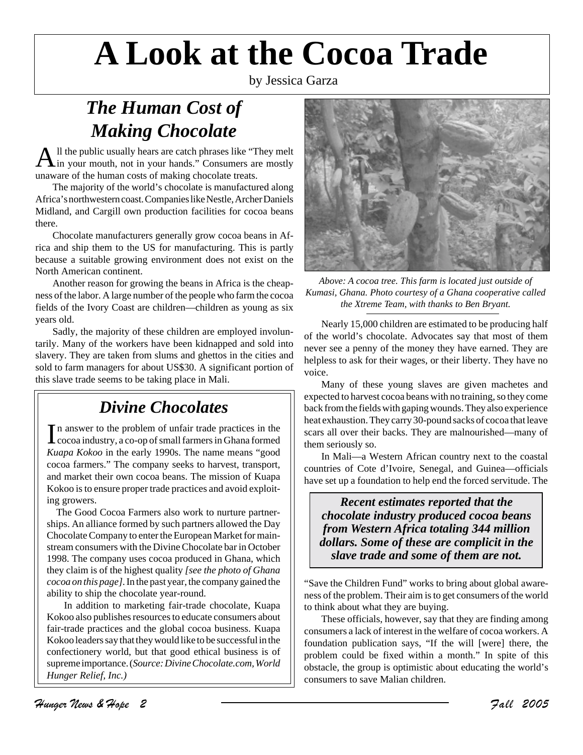# A Look at the Cocoa Trade

by Jessica Garza

## *The Human Cost of Making Chocolate*

All the public usually hears are catch phrases like "They melt in your mouth, not in your hands." Consumers are mostly unaware of the human costs of making chocolate treats.

The majority of the world's chocolate is manufactured along Africa's northwestern coast. Companies like Nestle, Archer Daniels Midland, and Cargill own production facilities for cocoa beans there.

Chocolate manufacturers generally grow cocoa beans in Africa and ship them to the US for manufacturing. This is partly because a suitable growing environment does not exist on the North American continent.

Another reason for growing the beans in Africa is the cheapness of the labor. A large number of the people who farm the cocoa fields of the Ivory Coast are children—children as young as six years old.

Sadly, the majority of these children are employed involuntarily. Many of the workers have been kidnapped and sold into slavery. They are taken from slums and ghettos in the cities and sold to farm managers for about US$30. A significant portion of this slave trade seems to be taking place in Mali.

*Above: A cocoa tree. This farm is located just outside of Kumasi, Ghana. Photo courtesy of a Ghana cooperative called the Xtreme Team, with thanks to Ben Bryant.*

Nearly 15,000 children are estimated to be producing half of the world's chocolate. Advocates say that most of them never see a penny of the money they have earned. They are helpless to ask for their wages, or their liberty. They have no voice.

Many of these young slaves are given machetes and expected to harvest cocoa beans with no training, so they come back from the fields with gaping wounds. They also experience heat exhaustion. They carry 30-pound sacks of cocoa that leave scars all over their backs. They are malnourished—many of them seriously so.

In Mali—a Western African country next to the coastal countries of Cote d'Ivoire, Senegal, and Guinea—officials have set up a foundation to help end the forced servitude. The "Save the Children Fund" works to bring about global awareness of the problem. Their aim is to get consumers of the world to think about what they are buying.

These officials, however, say that they are finding among consumers a lack of interest in the welfare of cocoa workers. A foundation publication says, "If the will [were] there, the problem could be fixed within a month." In spite of this obstacle, the group is optimistic about educating the world's consumers to save Malian children.

> ***Recent estimates reported that the chocolate industry produced cocoa beans from Western Africa totaling 344 million dollars. Some of these are complicit in the slave trade and some of them are not.***

## *Divine Chocolates*

In answer to the problem of unfair trade practices in the cocoa industry, a co-op of small farmers in Ghana formed *Kuapa Kokoo* in the early 1990s. The name means "good cocoa farmers." The company seeks to harvest, transport, and market their own cocoa beans. The mission of Kuapa Kokoo is to ensure proper trade practices and avoid exploiting growers.

The Good Cocoa Farmers also work to nurture partnerships. An alliance formed by such partners allowed the Day Chocolate Company to enter the European Market for mainstream consumers with the Divine Chocolate bar in October 1998. The company uses cocoa produced in Ghana, which they claim is of the highest quality *[see the photo of Ghana cocoa on this page]*. In the past year, the company gained the ability to ship the chocolate year-round.

In addition to marketing fair-trade chocolate, Kuapa Kokoo also publishes resources to educate consumers about fair-trade practices and the global cocoa business. Kuapa Kokoo leaders say that they would like to be successful in the confectionery world, but that good ethical business is of supreme importance. (*Source: DivineChocolate.com, World Hunger Relief, Inc.)*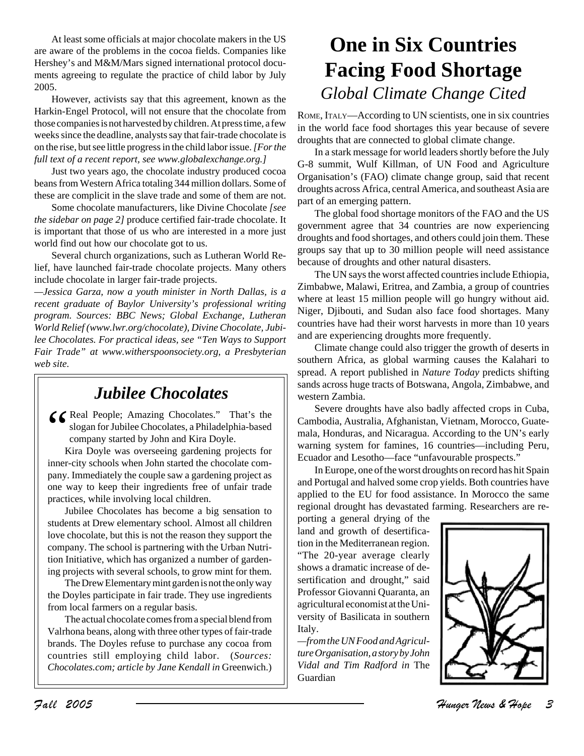At least some officials at major chocolate makers in the US are aware of the problems in the cocoa fields. Companies like Hershey's and M&M/Mars signed international protocol documents agreeing to regulate the practice of child labor by July 2005.

However, activists say that this agreement, known as the Harkin-Engel Protocol, will not ensure that the chocolate from those companies is not harvested by children. At press time, a few weeks since the deadline, analysts say that fair-trade chocolate is on the rise, but see little progress in the child labor issue. *[For the full text of a recent report, see www.globalexchange.org.]*

Just two years ago, the chocolate industry produced cocoa beans from Western Africa totaling 344 million dollars. Some of these are complicit in the slave trade and some of them are not.

Some chocolate manufacturers, like Divine Chocolate *[see the sidebar on page 2]* produce certified fair-trade chocolate. It is important that those of us who are interested in a more just world find out how our chocolate got to us.

Several church organizations, such as Lutheran World Relief, have launched fair-trade chocolate projects. Many others include chocolate in larger fair-trade projects.

*—Jessica Garza, now a youth minister in North Dallas, is a recent graduate of Baylor University's professional writing program. Sources: BBC News; Global Exchange, Lutheran World Relief (www.lwr.org/chocolate), Divine Chocolate, Jubilee Chocolates. For practical ideas, see "Ten Ways to Support Fair Trade" at www.witherspoonsociety.org, a Presbyterian web site.*

## *Jubilee Chocolates*

"Real People; Amazing Chocolates." That's the slogan for Jubilee Chocolates, a Philadelphia-based company started by John and Kira Doyle.

Kira Doyle was overseeing gardening projects for inner-city schools when John started the chocolate company. Immediately the couple saw a gardening project as one way to keep their ingredients free of unfair trade practices, while involving local children.

Jubilee Chocolates has become a big sensation to students at Drew elementary school. Almost all children love chocolate, but this is not the reason they support the company. The school is partnering with the Urban Nutrition Initiative, which has organized a number of gardening projects with several schools, to grow mint for them.

The Drew Elementary mint garden is not the only way the Doyles participate in fair trade. They use ingredients from local farmers on a regular basis.

The actual chocolate comes from a special blend from Valrhona beans, along with three other types of fair-trade brands. The Doyles refuse to purchase any cocoa from countries still employing child labor. (*Sources: Chocolates.com; article by Jane Kendall in* Greenwich.)

# One in Six Countries Facing Food Shortage

## *Global Climate Change Cited*

ROME, ITALY—According to UN scientists, one in six countries in the world face food shortages this year because of severe droughts that are connected to global climate change.

In a stark message for world leaders shortly before the July G-8 summit, Wulf Killman, of UN Food and Agriculture Organisation's (FAO) climate change group, said that recent droughts across Africa, central America, and southeast Asia are part of an emerging pattern.

The global food shortage monitors of the FAO and the US government agree that 34 countries are now experiencing droughts and food shortages, and others could join them. These groups say that up to 30 million people will need assistance because of droughts and other natural disasters.

The UN says the worst affected countries include Ethiopia, Zimbabwe, Malawi, Eritrea, and Zambia, a group of countries where at least 15 million people will go hungry without aid. Niger, Djibouti, and Sudan also face food shortages. Many countries have had their worst harvests in more than 10 years and are experiencing droughts more frequently.

Climate change could also trigger the growth of deserts in southern Africa, as global warming causes the Kalahari to spread. A report published in *Nature Today* predicts shifting sands across huge tracts of Botswana, Angola, Zimbabwe, and western Zambia.

Severe droughts have also badly affected crops in Cuba, Cambodia, Australia, Afghanistan, Vietnam, Morocco, Guatemala, Honduras, and Nicaragua. According to the UN's early warning system for famines, 16 countries—including Peru, Ecuador and Lesotho—face "unfavourable prospects."

In Europe, one of the worst droughts on record has hit Spain and Portugal and halved some crop yields. Both countries have applied to the EU for food assistance. In Morocco the same regional drought has devastated farming. Researchers are reporting a general drying of the land and growth of desertification in the Mediterranean region. "The 20-year average clearly shows a dramatic increase of desertification and drought," said Professor Giovanni Quaranta, an agricultural economist at the University of Basilicata in southern Italy.

*—from the UN Food and Agriculture Organisation, a story by John Vidal and Tim Radford in* The Guardian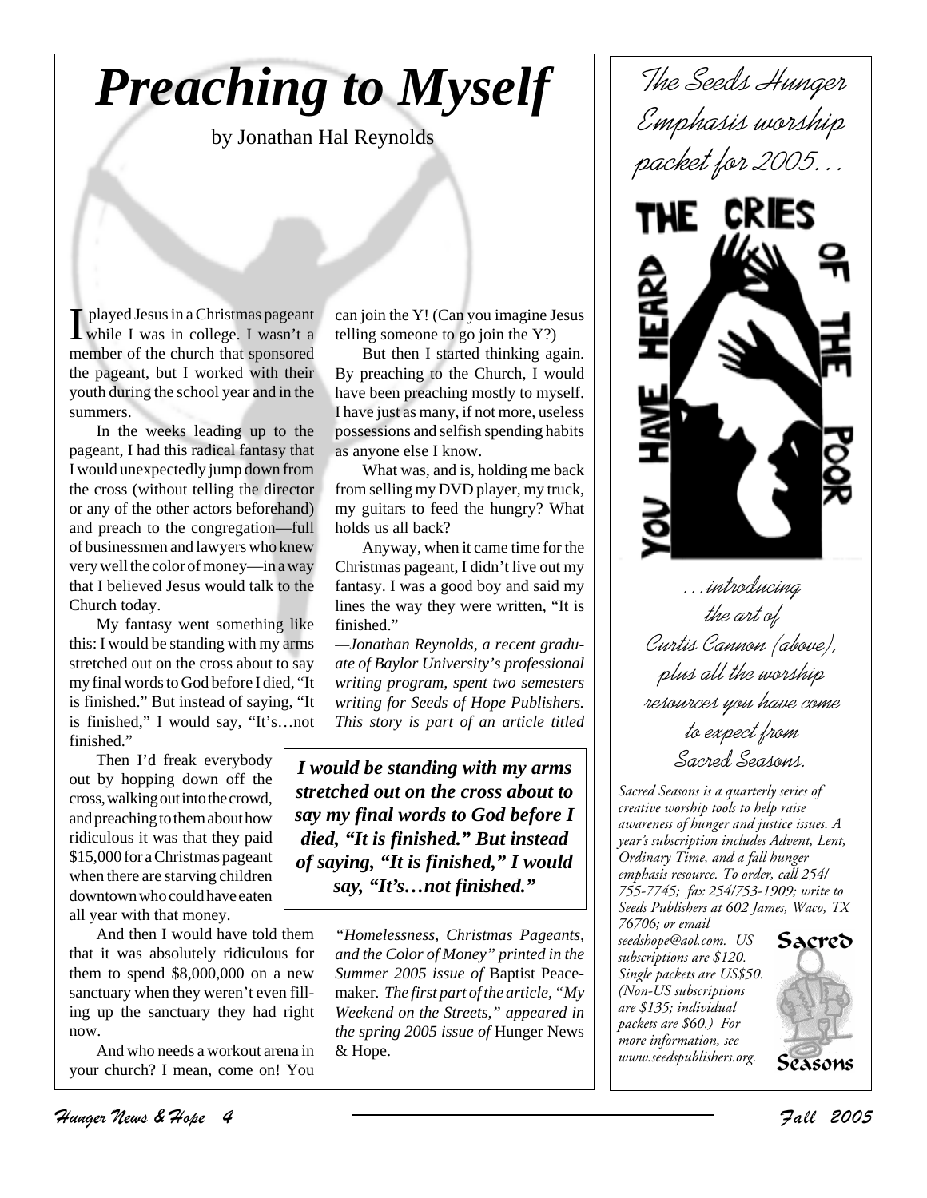# *Preaching to Myself*

by Jonathan Hal Reynolds

I played Jesus in a Christmas pageant while I was in college. I wasn't a member of the church that sponsored the pageant, but I worked with their youth during the school year and in the summers.

In the weeks leading up to the pageant, I had this radical fantasy that I would unexpectedly jump down from the cross (without telling the director or any of the other actors beforehand) and preach to the congregation—full of businessmen and lawyers who knew very well the color of money—in a way that I believed Jesus would talk to the Church today.

My fantasy went something like this: I would be standing with my arms stretched out on the cross about to say my final words to God before I died, "It is finished." But instead of saying, "It is finished," I would say, "It's…not finished."

Then I'd freak everybody out by hopping down off the cross, walking out into the crowd, and preaching to them about how ridiculous it was that they paid $15,000 for a Christmas pageant when there are starving children downtown who could have eaten all year with that money.

And then I would have told them that it was absolutely ridiculous for them to spend $8,000,000 on a new sanctuary when they weren't even filling up the sanctuary they had right now.

And who needs a workout arena in your church? I mean, come on! You can join the Y! (Can you imagine Jesus telling someone to go join the Y?)

But then I started thinking again. By preaching to the Church, I would have been preaching mostly to myself. I have just as many, if not more, useless possessions and selfish spending habits as anyone else I know.

What was, and is, holding me back from selling my DVD player, my truck, my guitars to feed the hungry? What holds us all back?

Anyway, when it came time for the Christmas pageant, I didn't live out my fantasy. I was a good boy and said my lines the way they were written, "It is finished."

*—Jonathan Reynolds, a recent graduate of Baylor University's professional writing program, spent two semesters writing for Seeds of Hope Publishers. This story is part of an article titled "Homelessness, Christmas Pageants, and the Color of Money" printed in the Summer 2005 issue of* Baptist Peacemaker. *The first part of the article, "My Weekend on the Streets," appeared in the spring 2005 issue of* Hunger News & Hope.

> ***I would be standing with my arms stretched out on the cross about to say my final words to God before I died, "It is finished." But instead of saying, "It is finished," I would say, "It's…not finished."***

---

*The Seeds Hunger Emphasis worship packet for 2005…*

THE CRIES OF THE POOR YOU HAVE HEARD

*…introducing the art of Curtis Cannon (above), plus all the worship resources you have come to expect from Sacred Seasons.*

*Sacred Seasons is a quarterly series of creative worship tools to help raise awareness of hunger and justice issues. A year's subscription includes Advent, Lent, Ordinary Time, and a fall hunger emphasis resource. To order, call 254/755-7745; fax 254/753-1909; write to Seeds Publishers at 602 James, Waco, TX 76706; or email seedshope@aol.com. US subscriptions are $120. Single packets are US$50. (Non-US subscriptions are $135; individual packets are $60.) For more information, see www.seedspublishers.org.*

Sacred Seasons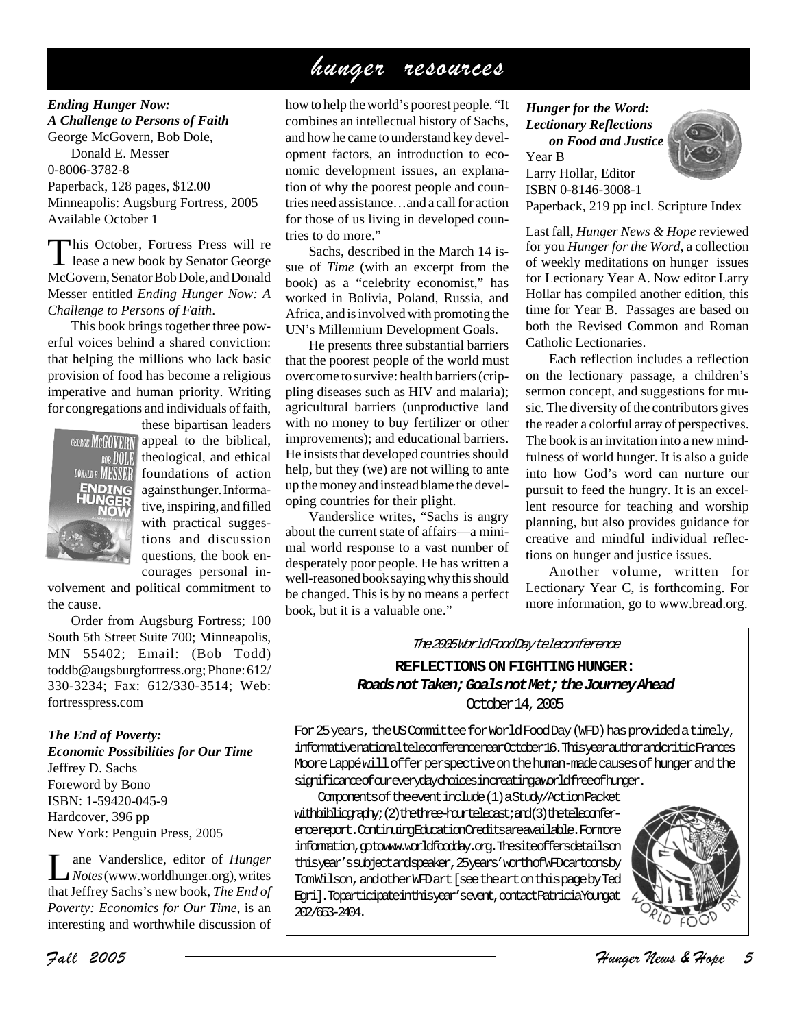# hunger resources

***Ending Hunger Now: A Challenge to Persons of Faith***
George McGovern, Bob Dole, Donald E. Messer
0-8006-3782-8
Paperback, 128 pages, $12.00
Minneapolis: Augsburg Fortress, 2005
Available October 1

This October, Fortress Press will release a new book by Senator George McGovern, Senator Bob Dole, and Donald Messer entitled *Ending Hunger Now: A Challenge to Persons of Faith*.

This book brings together three powerful voices behind a shared conviction: that helping the millions who lack basic provision of food has become a religious imperative and human priority. Writing for congregations and individuals of faith, these bipartisan leaders appeal to the biblical, theological, and ethical foundations of action against hunger. Informative, inspiring, and filled with practical suggestions and discussion questions, the book encourages personal involvement and political commitment to the cause.

Order from Augsburg Fortress; 100 South 5th Street Suite 700; Minneapolis, MN 55402; Email: (Bob Todd) toddb@augsburgfortress.org; Phone: 612/330-3234; Fax: 612/330-3514; Web: fortresspress.com

***The End of Poverty: Economic Possibilities for Our Time***
Jeffrey D. Sachs
Foreword by Bono
ISBN: 1-59420-045-9
Hardcover, 396 pp
New York: Penguin Press, 2005

Lane Vanderslice, editor of *Hunger Notes* (www.worldhunger.org), writes that Jeffrey Sachs's new book, *The End of Poverty: Economics for Our Time*, is an interesting and worthwhile discussion of how to help the world's poorest people. "It combines an intellectual history of Sachs, and how he came to understand key development factors, an introduction to economic development issues, an explanation of why the poorest people and countries need assistance…and a call for action for those of us living in developed countries to do more."

Sachs, described in the March 14 issue of *Time* (with an excerpt from the book) as a "celebrity economist," has worked in Bolivia, Poland, Russia, and Africa, and is involved with promoting the UN's Millennium Development Goals.

He presents three substantial barriers that the poorest people of the world must overcome to survive: health barriers (crippling diseases such as HIV and malaria); agricultural barriers (unproductive land with no money to buy fertilizer or other improvements); and educational barriers. He insists that developed countries should help, but they (we) are not willing to ante up the money and instead blame the developing countries for their plight.

Vanderslice writes, "Sachs is angry about the current state of affairs—a minimal world response to a vast number of desperately poor people. He has written a well-reasoned book saying why this should be changed. This is by no means a perfect book, but it is a valuable one."

***Hunger for the Word: Lectionary Reflections on Food and Justice***
Year B
Larry Hollar, Editor
ISBN 0-8146-3008-1
Paperback, 219 pp incl. Scripture Index

Last fall, *Hunger News & Hope* reviewed for you *Hunger for the Word,* a collection of weekly meditations on hunger issues for Lectionary Year A. Now editor Larry Hollar has compiled another edition, this time for Year B. Passages are based on both the Revised Common and Roman Catholic Lectionaries.

Each reflection includes a reflection on the lectionary passage, a children's sermon concept, and suggestions for music. The diversity of the contributors gives the reader a colorful array of perspectives. The book is an invitation into a new mindfulness of world hunger. It is also a guide into how God's word can nurture our pursuit to feed the hungry. It is an excellent resource for teaching and worship planning, but also provides guidance for creative and mindful individual reflections on hunger and justice issues.

Another volume, written for Lectionary Year C, is forthcoming. For more information, go to www.bread.org.

*The 2005 World Food Day teleconference*

**REFLECTIONS ON FIGHTING HUNGER:**
***Roads not Taken; Goals not Met; the Journey Ahead***
October 14, 2005

For 25 years, the US Committee for World Food Day (WFD) has provided a timely, informative national teleconference near October 16. This year author and critic Frances Moore Lappé will offer perspective on the human-made causes of hunger and the significance of our everyday choices in creating a world free of hunger.

Components of the event include (1) a Study/Action Packet with bibliography; (2) the three-hour telecast; and (3) the teleconference report. Continuing Education Credits are available. For more information, go to www.worldfoodday.org. The site offers details on this year's subject and speaker, 25 years' worth of WFD cartoons by Tom Wilson, and other WFD art [see the art on this page by Ted Egri]. To participate in this year's event, contact Patricia Young at 202/653-2404.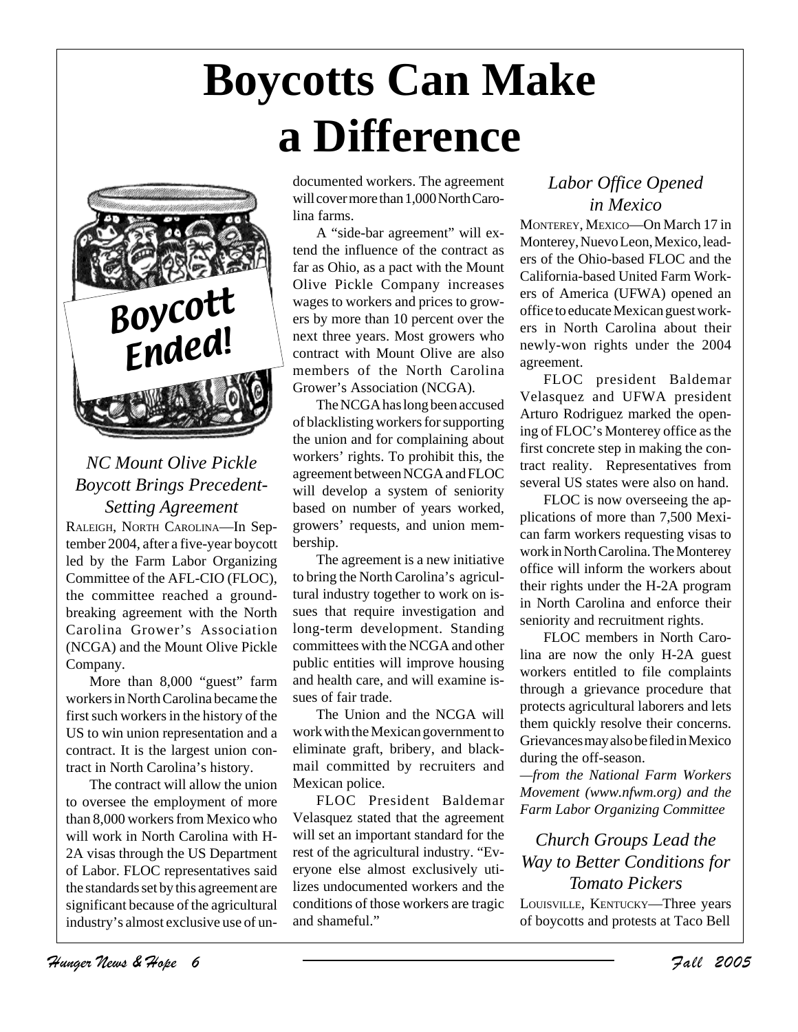# Boycotts Can Make a Difference

### *NC Mount Olive Pickle Boycott Brings Precedent-Setting Agreement*

RALEIGH, NORTH CAROLINA—In September 2004, after a five-year boycott led by the Farm Labor Organizing Committee of the AFL-CIO (FLOC), the committee reached a groundbreaking agreement with the North Carolina Grower's Association (NCGA) and the Mount Olive Pickle Company.

More than 8,000 "guest" farm workers in North Carolina became the first such workers in the history of the US to win union representation and a contract. It is the largest union contract in North Carolina's history.

The contract will allow the union to oversee the employment of more than 8,000 workers from Mexico who will work in North Carolina with H-2A visas through the US Department of Labor. FLOC representatives said the standards set by this agreement are significant because of the agricultural industry's almost exclusive use of undocumented workers. The agreement will cover more than 1,000 North Carolina farms.

A "side-bar agreement" will extend the influence of the contract as far as Ohio, as a pact with the Mount Olive Pickle Company increases wages to workers and prices to growers by more than 10 percent over the next three years. Most growers who contract with Mount Olive are also members of the North Carolina Grower's Association (NCGA).

The NCGA has long been accused of blacklisting workers for supporting the union and for complaining about workers' rights. To prohibit this, the agreement between NCGA and FLOC will develop a system of seniority based on number of years worked, growers' requests, and union membership.

The agreement is a new initiative to bring the North Carolina's agricultural industry together to work on issues that require investigation and long-term development. Standing committees with the NCGA and other public entities will improve housing and health care, and will examine issues of fair trade.

The Union and the NCGA will work with the Mexican government to eliminate graft, bribery, and blackmail committed by recruiters and Mexican police.

FLOC President Baldemar Velasquez stated that the agreement will set an important standard for the rest of the agricultural industry. "Everyone else almost exclusively utilizes undocumented workers and the conditions of those workers are tragic and shameful."

### *Labor Office Opened in Mexico*

MONTEREY, MEXICO—On March 17 in Monterey, Nuevo Leon, Mexico, leaders of the Ohio-based FLOC and the California-based United Farm Workers of America (UFWA) opened an office to educate Mexican guest workers in North Carolina about their newly-won rights under the 2004 agreement.

FLOC president Baldemar Velasquez and UFWA president Arturo Rodriguez marked the opening of FLOC's Monterey office as the first concrete step in making the contract reality. Representatives from several US states were also on hand.

FLOC is now overseeing the applications of more than 7,500 Mexican farm workers requesting visas to work in North Carolina. The Monterey office will inform the workers about their rights under the H-2A program in North Carolina and enforce their seniority and recruitment rights.

FLOC members in North Carolina are now the only H-2A guest workers entitled to file complaints through a grievance procedure that protects agricultural laborers and lets them quickly resolve their concerns. Grievances may also be filed in Mexico during the off-season.

*—from the National Farm Workers Movement (www.nfwm.org) and the Farm Labor Organizing Committee*

### *Church Groups Lead the Way to Better Conditions for Tomato Pickers*

LOUISVILLE, KENTUCKY—Three years of boycotts and protests at Taco Bell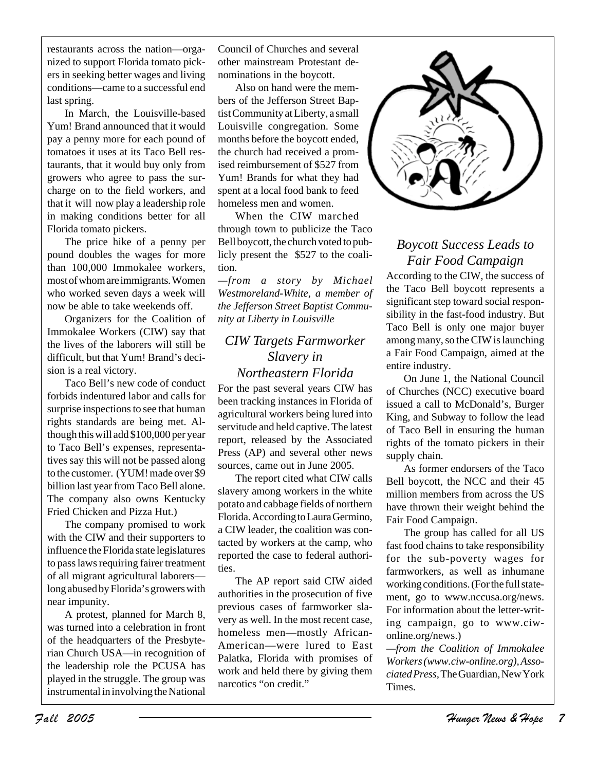restaurants across the nation—organized to support Florida tomato pickers in seeking better wages and living conditions—came to a successful end last spring.

In March, the Louisville-based Yum! Brand announced that it would pay a penny more for each pound of tomatoes it uses at its Taco Bell restaurants, that it would buy only from growers who agree to pass the surcharge on to the field workers, and that it will now play a leadership role in making conditions better for all Florida tomato pickers.

The price hike of a penny per pound doubles the wages for more than 100,000 Immokalee workers, most of whom are immigrants. Women who worked seven days a week will now be able to take weekends off.

Organizers for the Coalition of Immokalee Workers (CIW) say that the lives of the laborers will still be difficult, but that Yum! Brand's decision is a real victory.

Taco Bell's new code of conduct forbids indentured labor and calls for surprise inspections to see that human rights standards are being met. Although this will add $100,000 per year to Taco Bell's expenses, representatives say this will not be passed along to the customer. (YUM! made over $9 billion last year from Taco Bell alone. The company also owns Kentucky Fried Chicken and Pizza Hut.)

The company promised to work with the CIW and their supporters to influence the Florida state legislatures to pass laws requiring fairer treatment of all migrant agricultural laborers—long abused by Florida's growers with near impunity.

A protest, planned for March 8, was turned into a celebration in front of the headquarters of the Presbyterian Church USA—in recognition of the leadership role the PCUSA has played in the struggle. The group was instrumental in involving the National Council of Churches and several other mainstream Protestant denominations in the boycott.

Also on hand were the members of the Jefferson Street Baptist Community at Liberty, a small Louisville congregation. Some months before the boycott ended, the church had received a promised reimbursement of $527 from Yum! Brands for what they had spent at a local food bank to feed homeless men and women.

When the CIW marched through town to publicize the Taco Bell boycott, the church voted to publicly present the $527 to the coalition.

*—from a story by Michael Westmoreland-White, a member of the Jefferson Street Baptist Community at Liberty in Louisville*

## *CIW Targets Farmworker Slavery in Northeastern Florida*

For the past several years CIW has been tracking instances in Florida of agricultural workers being lured into servitude and held captive. The latest report, released by the Associated Press (AP) and several other news sources, came out in June 2005.

The report cited what CIW calls slavery among workers in the white potato and cabbage fields of northern Florida. According to Laura Germino, a CIW leader, the coalition was contacted by workers at the camp, who reported the case to federal authorities.

The AP report said CIW aided authorities in the prosecution of five previous cases of farmworker slavery as well. In the most recent case, homeless men—mostly African-American—were lured to East Palatka, Florida with promises of work and held there by giving them narcotics "on credit."

## *Boycott Success Leads to Fair Food Campaign*

According to the CIW, the success of the Taco Bell boycott represents a significant step toward social responsibility in the fast-food industry. But Taco Bell is only one major buyer among many, so the CIW is launching a Fair Food Campaign, aimed at the entire industry.

On June 1, the National Council of Churches (NCC) executive board issued a call to McDonald's, Burger King, and Subway to follow the lead of Taco Bell in ensuring the human rights of the tomato pickers in their supply chain.

As former endorsers of the Taco Bell boycott, the NCC and their 45 million members from across the US have thrown their weight behind the Fair Food Campaign.

The group has called for all US fast food chains to take responsibility for the sub-poverty wages for farmworkers, as well as inhumane working conditions. (For the full statement, go to www.nccusa.org/news. For information about the letter-writing campaign, go to www.ciw-online.org/news.)

*—from the Coalition of Immokalee Workers (www.ciw-online.org), Associated Press,* The Guardian, New York Times.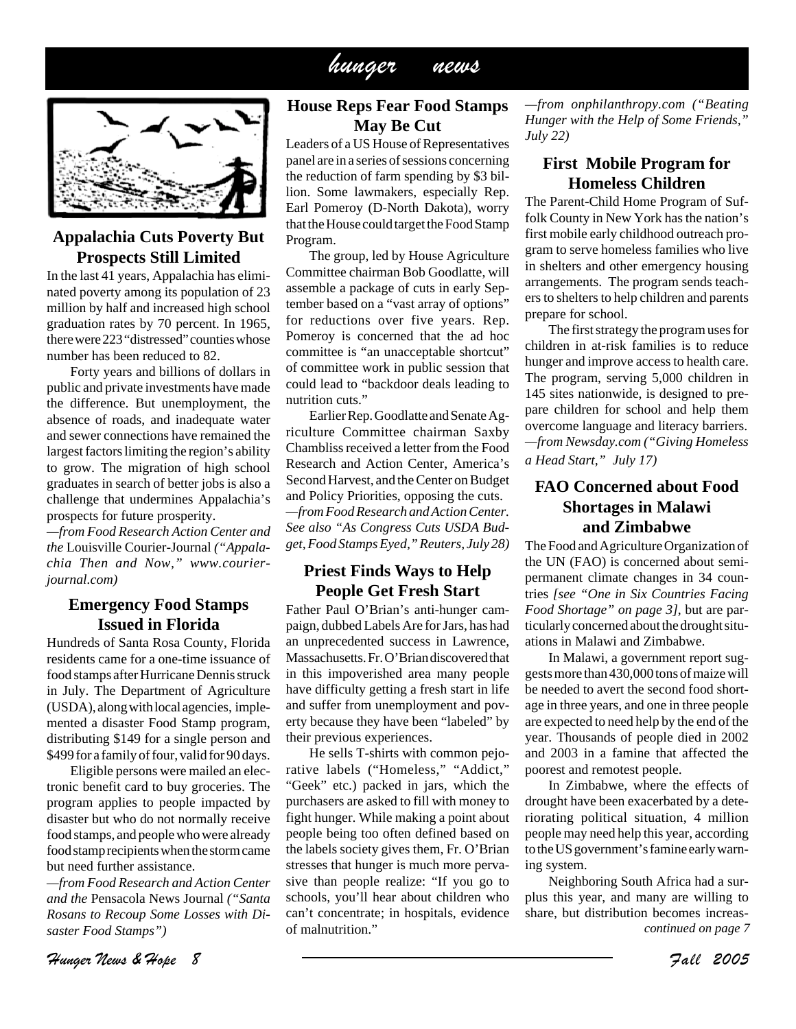# hunger news

## Appalachia Cuts Poverty But Prospects Still Limited

In the last 41 years, Appalachia has eliminated poverty among its population of 23 million by half and increased high school graduation rates by 70 percent. In 1965, there were 223 "distressed" counties whose number has been reduced to 82.

Forty years and billions of dollars in public and private investments have made the difference. But unemployment, the absence of roads, and inadequate water and sewer connections have remained the largest factors limiting the region's ability to grow. The migration of high school graduates in search of better jobs is also a challenge that undermines Appalachia's prospects for future prosperity.

*—from Food Research Action Center and the* Louisville Courier-Journal *("Appalachia Then and Now," www.courier-journal.com)*

## Emergency Food Stamps Issued in Florida

Hundreds of Santa Rosa County, Florida residents came for a one-time issuance of food stamps after Hurricane Dennis struck in July. The Department of Agriculture (USDA), along with local agencies, implemented a disaster Food Stamp program, distributing $149 for a single person and $499 for a family of four, valid for 90 days.

Eligible persons were mailed an electronic benefit card to buy groceries. The program applies to people impacted by disaster but who do not normally receive food stamps, and people who were already food stamp recipients when the storm came but need further assistance.

*—from Food Research and Action Center and the* Pensacola News Journal *("Santa Rosans to Recoup Some Losses with Disaster Food Stamps")*

## House Reps Fear Food Stamps May Be Cut

Leaders of a US House of Representatives panel are in a series of sessions concerning the reduction of farm spending by $3 billion. Some lawmakers, especially Rep. Earl Pomeroy (D-North Dakota), worry that the House could target the Food Stamp Program.

The group, led by House Agriculture Committee chairman Bob Goodlatte, will assemble a package of cuts in early September based on a "vast array of options" for reductions over five years. Rep. Pomeroy is concerned that the ad hoc committee is "an unacceptable shortcut" of committee work in public session that could lead to "backdoor deals leading to nutrition cuts."

Earlier Rep. Goodlatte and Senate Agriculture Committee chairman Saxby Chambliss received a letter from the Food Research and Action Center, America's Second Harvest, and the Center on Budget and Policy Priorities, opposing the cuts.

*—from Food Research and Action Center. See also "As Congress Cuts USDA Budget, Food Stamps Eyed," Reuters, July 28)*

## Priest Finds Ways to Help People Get Fresh Start

Father Paul O'Brian's anti-hunger campaign, dubbed Labels Are for Jars, has had an unprecedented success in Lawrence, Massachusetts. Fr. O'Brian discovered that in this impoverished area many people have difficulty getting a fresh start in life and suffer from unemployment and poverty because they have been "labeled" by their previous experiences.

He sells T-shirts with common pejorative labels ("Homeless," "Addict," "Geek" etc.) packed in jars, which the purchasers are asked to fill with money to fight hunger. While making a point about people being too often defined based on the labels society gives them, Fr. O'Brian stresses that hunger is much more pervasive than people realize: "If you go to schools, you'll hear about children who can't concentrate; in hospitals, evidence of malnutrition."

*—from onphilanthropy.com ("Beating Hunger with the Help of Some Friends," July 22)*

## First Mobile Program for Homeless Children

The Parent-Child Home Program of Suffolk County in New York has the nation's first mobile early childhood outreach program to serve homeless families who live in shelters and other emergency housing arrangements. The program sends teachers to shelters to help children and parents prepare for school.

The first strategy the program uses for children in at-risk families is to reduce hunger and improve access to health care. The program, serving 5,000 children in 145 sites nationwide, is designed to prepare children for school and help them overcome language and literacy barriers.

*—from Newsday.com ("Giving Homeless a Head Start," July 17)*

## FAO Concerned about Food Shortages in Malawi and Zimbabwe

The Food and Agriculture Organization of the UN (FAO) is concerned about semi-permanent climate changes in 34 countries *[see "One in Six Countries Facing Food Shortage" on page 3]*, but are particularly concerned about the drought situations in Malawi and Zimbabwe.

In Malawi, a government report suggests more than 430,000 tons of maize will be needed to avert the second food shortage in three years, and one in three people are expected to need help by the end of the year. Thousands of people died in 2002 and 2003 in a famine that affected the poorest and remotest people.

In Zimbabwe, where the effects of drought have been exacerbated by a deteriorating political situation, 4 million people may need help this year, according to the US government's famine early warning system.

Neighboring South Africa had a surplus this year, and many are willing to share, but distribution becomes increas-

*continued on page 7*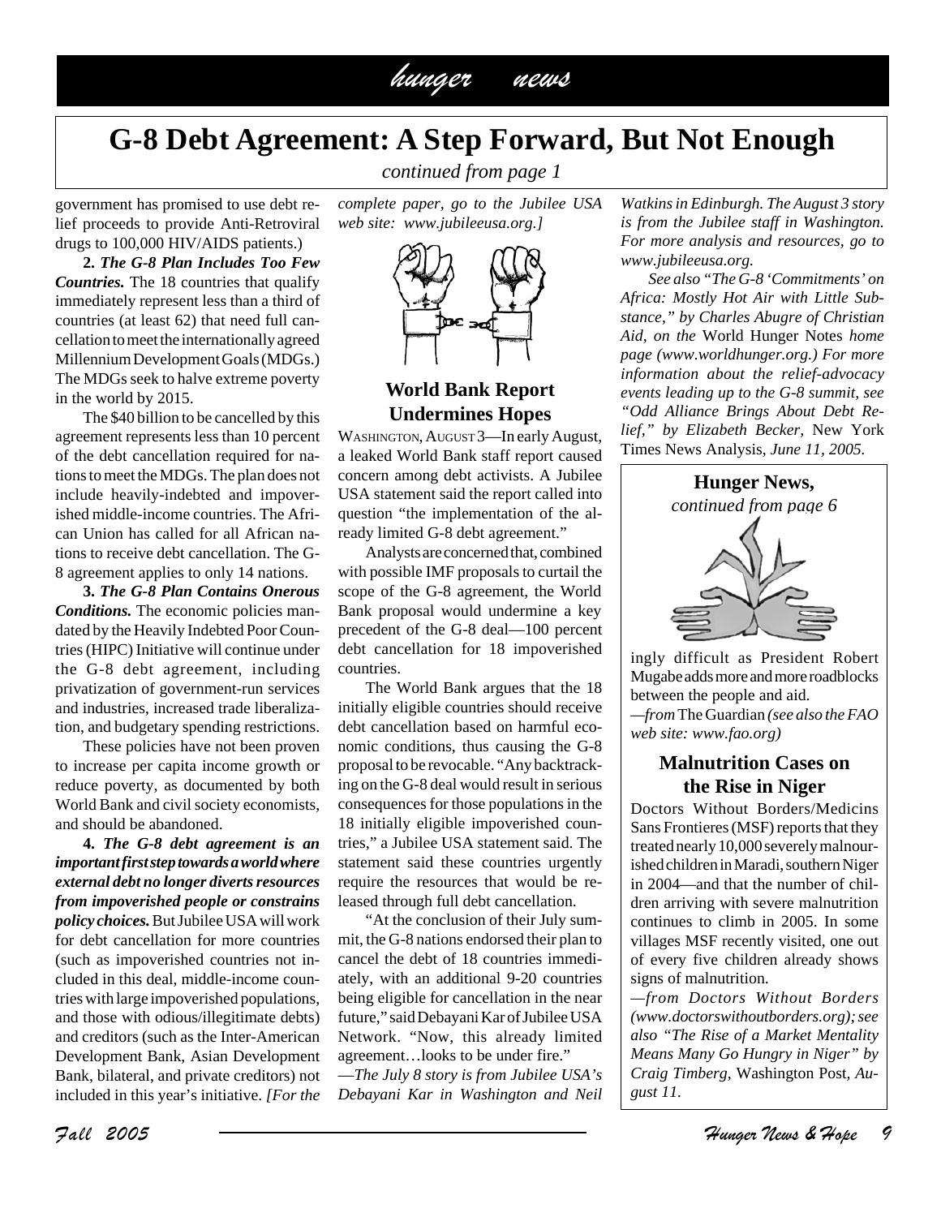# G-8 Debt Agreement: A Step Forward, But Not Enough

*continued from page 1*

government has promised to use debt relief proceeds to provide Anti-Retroviral drugs to 100,000 HIV/AIDS patients.)

**2. *The G-8 Plan Includes Too Few Countries.*** The 18 countries that qualify immediately represent less than a third of countries (at least 62) that need full cancellation to meet the internationally agreed Millennium Development Goals (MDGs.) The MDGs seek to halve extreme poverty in the world by 2015.

The $40 billion to be cancelled by this agreement represents less than 10 percent of the debt cancellation required for nations to meet the MDGs. The plan does not include heavily-indebted and impoverished middle-income countries. The African Union has called for all African nations to receive debt cancellation. The G-8 agreement applies to only 14 nations.

**3. *The G-8 Plan Contains Onerous Conditions.*** The economic policies mandated by the Heavily Indebted Poor Countries (HIPC) Initiative will continue under the G-8 debt agreement, including privatization of government-run services and industries, increased trade liberalization, and budgetary spending restrictions.

These policies have not been proven to increase per capita income growth or reduce poverty, as documented by both World Bank and civil society economists, and should be abandoned.

**4. *The G-8 debt agreement is an important first step towards a world where external debt no longer diverts resources from impoverished people or constrains policy choices.*** But Jubilee USA will work for debt cancellation for more countries (such as impoverished countries not included in this deal, middle-income countries with large impoverished populations, and those with odious/illegitimate debts) and creditors (such as the Inter-American Development Bank, Asian Development Bank, bilateral, and private creditors) not included in this year's initiative. *[For the complete paper, go to the Jubilee USA web site: www.jubileeusa.org.]*

## World Bank Report Undermines Hopes

WASHINGTON, AUGUST 3—In early August, a leaked World Bank staff report caused concern among debt activists. A Jubilee USA statement said the report called into question "the implementation of the already limited G-8 debt agreement."

Analysts are concerned that, combined with possible IMF proposals to curtail the scope of the G-8 agreement, the World Bank proposal would undermine a key precedent of the G-8 deal—100 percent debt cancellation for 18 impoverished countries.

The World Bank argues that the 18 initially eligible countries should receive debt cancellation based on harmful economic conditions, thus causing the G-8 proposal to be revocable. "Any backtracking on the G-8 deal would result in serious consequences for those populations in the 18 initially eligible impoverished countries," a Jubilee USA statement said. The statement said these countries urgently require the resources that would be released through full debt cancellation.

"At the conclusion of their July summit, the G-8 nations endorsed their plan to cancel the debt of 18 countries immediately, with an additional 9-20 countries being eligible for cancellation in the near future," said Debayani Kar of Jubilee USA Network. "Now, this already limited agreement…looks to be under fire."

*—The July 8 story is from Jubilee USA's Debayani Kar in Washington and Neil Watkins in Edinburgh. The August 3 story is from the Jubilee staff in Washington. For more analysis and resources, go to www.jubileeusa.org.*

*See also "The G-8 'Commitments' on Africa: Mostly Hot Air with Little Substance," by Charles Abugre of Christian Aid, on the* World Hunger Notes *home page (www.worldhunger.org.) For more information about the relief-advocacy events leading up to the G-8 summit, see "Odd Alliance Brings About Debt Relief," by Elizabeth Becker,* New York Times News Analysis, *June 11, 2005.*

## Hunger News,

*continued from page 6*

ingly difficult as President Robert Mugabe adds more and more roadblocks between the people and aid.

*—from* The Guardian *(see also the FAO web site: www.fao.org)*

## Malnutrition Cases on the Rise in Niger

Doctors Without Borders/Medicins Sans Frontieres (MSF) reports that they treated nearly 10,000 severely malnourished children in Maradi, southern Niger in 2004—and that the number of children arriving with severe malnutrition continues to climb in 2005. In some villages MSF recently visited, one out of every five children already shows signs of malnutrition.

*—from Doctors Without Borders (www.doctorswithoutborders.org); see also "The Rise of a Market Mentality Means Many Go Hungry in Niger" by Craig Timberg,* Washington Post, *August 11.*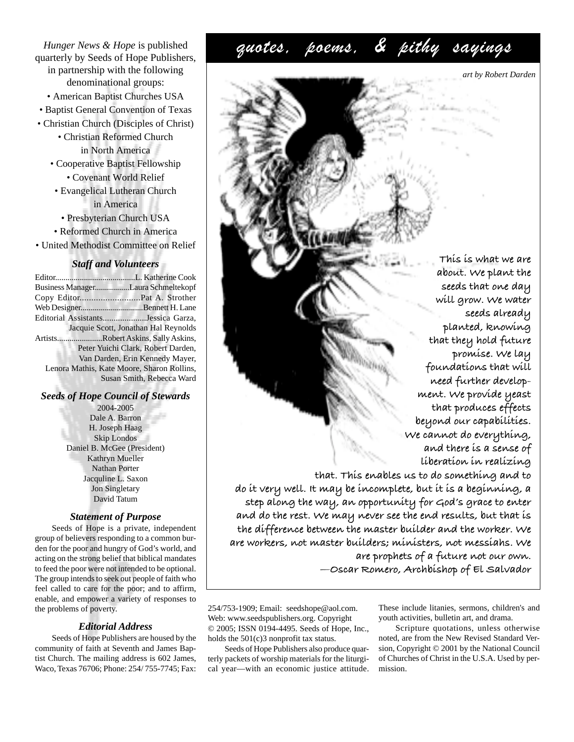*Hunger News & Hope* is published quarterly by Seeds of Hope Publishers, in partnership with the following denominational groups:

- American Baptist Churches USA
- Baptist General Convention of Texas
- Christian Church (Disciples of Christ)
- Christian Reformed Church in North America
- Cooperative Baptist Fellowship
- Covenant World Relief
- Evangelical Lutheran Church in America
- Presbyterian Church USA
- Reformed Church in America
- United Methodist Committee on Relief

### *Staff and Volunteers*

Editor........................................L. Katherine Cook
Business Manager.................Laura Schmeltekopf
Copy Editor..........................Pat A. Strother
Web Designer...............................Bennett H. Lane
Editorial Assistants....................Jessica Garza, Jacquie Scott, Jonathan Hal Reynolds
Artists......................Robert Askins, Sally Askins, Peter Yuichi Clark, Robert Darden, Van Darden, Erin Kennedy Mayer, Lenora Mathis, Kate Moore, Sharon Rollins, Susan Smith, Rebecca Ward

### *Seeds of Hope Council of Stewards*

2004-2005
Dale A. Barron
H. Joseph Haag
Skip Londos
Daniel B. McGee (President)
Kathryn Mueller
Nathan Porter
Jacquline L. Saxon
Jon Singletary
David Tatum

### *Statement of Purpose*

Seeds of Hope is a private, independent group of believers responding to a common burden for the poor and hungry of God's world, and acting on the strong belief that biblical mandates to feed the poor were not intended to be optional. The group intends to seek out people of faith who feel called to care for the poor; and to affirm, enable, and empower a variety of responses to the problems of poverty.

### *Editorial Address*

Seeds of Hope Publishers are housed by the community of faith at Seventh and James Baptist Church. The mailing address is 602 James, Waco, Texas 76706; Phone: 254/ 755-7745; Fax: 254/753-1909; Email: seedshope@aol.com. Web: www.seedspublishers.org. Copyright © 2005; ISSN 0194-4495. Seeds of Hope, Inc., holds the 501(c)3 nonprofit tax status.

Seeds of Hope Publishers also produce quarterly packets of worship materials for the liturgical year—with an economic justice attitude. These include litanies, sermons, children's and youth activities, bulletin art, and drama.

Scripture quotations, unless otherwise noted, are from the New Revised Standard Version, Copyright © 2001 by the National Council of Churches of Christ in the U.S.A. Used by permission.

## *quotes, poems, & pithy sayings*

*art by Robert Darden*

This is what we are about. We plant the seeds that one day will grow. We water seeds already planted, knowing that they hold future promise. We lay foundations that will need further development. We provide yeast that produces effects beyond our capabilities. We cannot do everything, and there is a sense of liberation in realizing that. This enables us to do something and to do it very well. It may be incomplete, but it is a beginning, a step along the way, an opportunity for God's grace to enter and do the rest. We may never see the end results, but that is the difference between the master builder and the worker. We are workers, not master builders; ministers, not messiahs. We are prophets of a future not our own.
—Oscar Romero, Archbishop of El Salvador